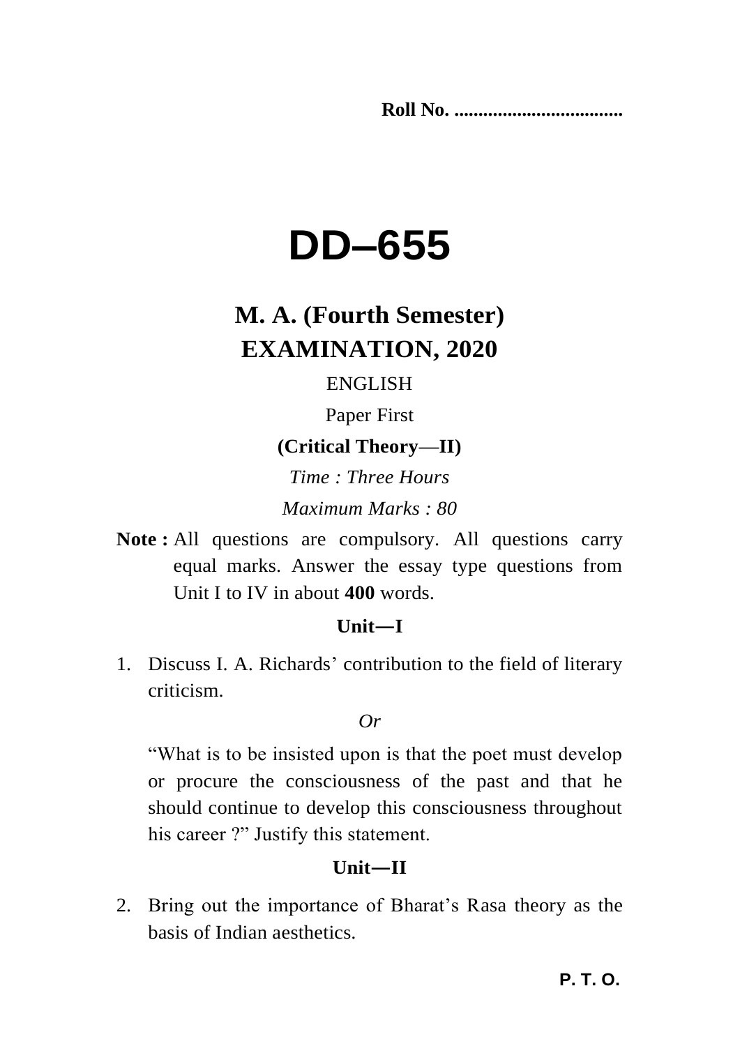Roll No. ...................................

# DD–655

## M. A. (Fourth Semester)
## EXAMINATION, 2020

ENGLISH

Paper First

**(Critical Theory—II)**

*Time : Three Hours*

*Maximum Marks : 80*

**Note :** All questions are compulsory. All questions carry equal marks. Answer the essay type questions from Unit I to IV in about **400** words.

### Unit—I

1. Discuss I. A. Richards' contribution to the field of literary criticism.

   *Or*

   "What is to be insisted upon is that the poet must develop or procure the consciousness of the past and that he should continue to develop this consciousness throughout his career ?" Justify this statement.

### Unit—II

2. Bring out the importance of Bharat's Rasa theory as the basis of Indian aesthetics.

**P. T. O.**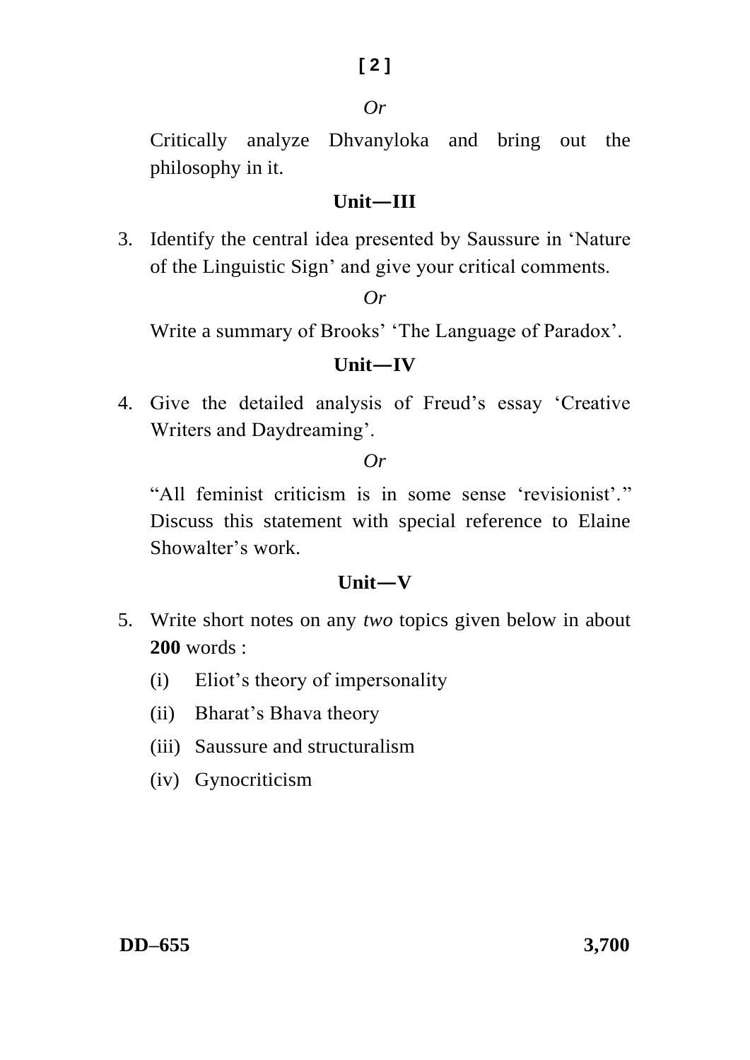*Or*

Critically analyze Dhvanyloka and bring out the philosophy in it.

## Unit—III

3. Identify the central idea presented by Saussure in 'Nature of the Linguistic Sign' and give your critical comments.

*Or*

Write a summary of Brooks' 'The Language of Paradox'.

## Unit—IV

4. Give the detailed analysis of Freud's essay 'Creative Writers and Daydreaming'.

*Or*

"All feminist criticism is in some sense 'revisionist'." Discuss this statement with special reference to Elaine Showalter's work.

## Unit—V

5. Write short notes on any *two* topics given below in about **200** words :

   (i) Eliot's theory of impersonality

   (ii) Bharat's Bhava theory

   (iii) Saussure and structuralism

   (iv) Gynocriticism

**DD–655** **3,700**